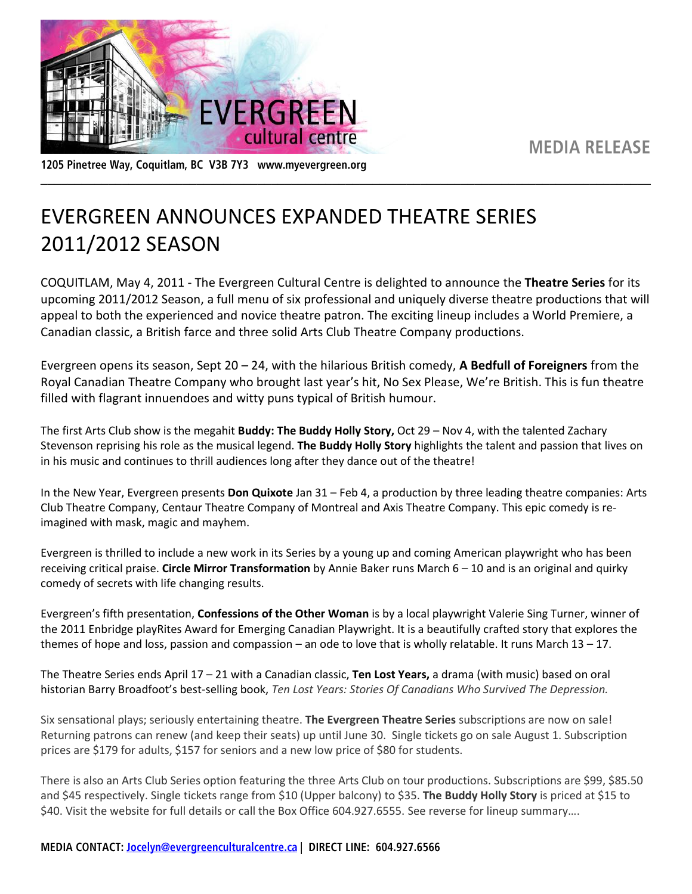EVERGREEN cultural centre

1205 Pinetree Way, Coquitlam, BC V3B 7Y3 www.myevergreen.org

**MEDIA RELEASE**

# EVERGREEN ANNOUNCES EXPANDED THEATRE SERIES 2011/2012 SEASON

COQUITLAM, May 4, 2011 - The Evergreen Cultural Centre is delighted to announce the **Theatre Series** for its upcoming 2011/2012 Season, a full menu of six professional and uniquely diverse theatre productions that will appeal to both the experienced and novice theatre patron. The exciting lineup includes a World Premiere, a Canadian classic, a British farce and three solid Arts Club Theatre Company productions.

Evergreen opens its season, Sept 20 – 24, with the hilarious British comedy, **A Bedfull of Foreigners** from the Royal Canadian Theatre Company who brought last year's hit, No Sex Please, We're British. This is fun theatre filled with flagrant innuendoes and witty puns typical of British humour.

The first Arts Club show is the megahit **Buddy: The Buddy Holly Story,** Oct 29 – Nov 4, with the talented Zachary Stevenson reprising his role as the musical legend. **The Buddy Holly Story** highlights the talent and passion that lives on in his music and continues to thrill audiences long after they dance out of the theatre!

In the New Year, Evergreen presents **Don Quixote** Jan 31 – Feb 4, a production by three leading theatre companies: Arts Club Theatre Company, Centaur Theatre Company of Montreal and Axis Theatre Company. This epic comedy is re-imagined with mask, magic and mayhem.

Evergreen is thrilled to include a new work in its Series by a young up and coming American playwright who has been receiving critical praise. **Circle Mirror Transformation** by Annie Baker runs March 6 – 10 and is an original and quirky comedy of secrets with life changing results.

Evergreen's fifth presentation, **Confessions of the Other Woman** is by a local playwright Valerie Sing Turner, winner of the 2011 Enbridge playRites Award for Emerging Canadian Playwright. It is a beautifully crafted story that explores the themes of hope and loss, passion and compassion – an ode to love that is wholly relatable. It runs March 13 – 17.

The Theatre Series ends April 17 – 21 with a Canadian classic, **Ten Lost Years,** a drama (with music) based on oral historian Barry Broadfoot's best-selling book, *Ten Lost Years: Stories Of Canadians Who Survived The Depression.*

Six sensational plays; seriously entertaining theatre. **The Evergreen Theatre Series** subscriptions are now on sale! Returning patrons can renew (and keep their seats) up until June 30. Single tickets go on sale August 1. Subscription prices are $179 for adults, $157 for seniors and a new low price of $80 for students.

There is also an Arts Club Series option featuring the three Arts Club on tour productions. Subscriptions are $99, $85.50 and $45 respectively. Single tickets range from $10 (Upper balcony) to $35. **The Buddy Holly Story** is priced at $15 to $40. Visit the website for full details or call the Box Office 604.927.6555. See reverse for lineup summary….

**MEDIA CONTACT: Jocelyn@evergreenculturalcentre.ca | DIRECT LINE: 604.927.6566**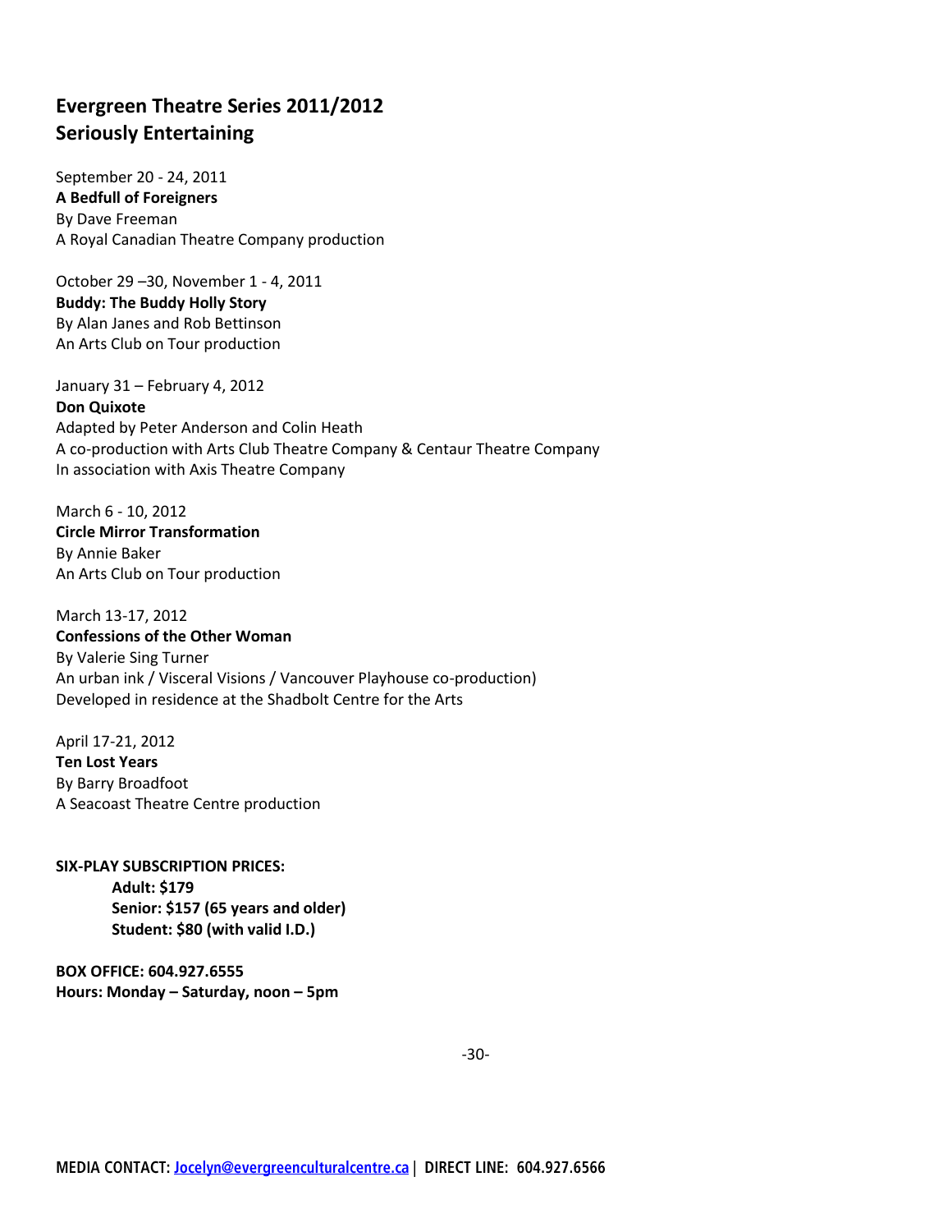## Evergreen Theatre Series 2011/2012
## Seriously Entertaining

September 20 - 24, 2011
**A Bedfull of Foreigners**
By Dave Freeman
A Royal Canadian Theatre Company production

October 29 –30, November 1 - 4, 2011
**Buddy: The Buddy Holly Story**
By Alan Janes and Rob Bettinson
An Arts Club on Tour production

January 31 – February 4, 2012
**Don Quixote**
Adapted by Peter Anderson and Colin Heath
A co-production with Arts Club Theatre Company & Centaur Theatre Company
In association with Axis Theatre Company

March 6 - 10, 2012
**Circle Mirror Transformation**
By Annie Baker
An Arts Club on Tour production

March 13-17, 2012
**Confessions of the Other Woman**
By Valerie Sing Turner
An urban ink / Visceral Visions / Vancouver Playhouse co-production)
Developed in residence at the Shadbolt Centre for the Arts

April 17-21, 2012
**Ten Lost Years**
By Barry Broadfoot
A Seacoast Theatre Centre production

**SIX-PLAY SUBSCRIPTION PRICES:**

**Adult: $179**
**Senior: $157 (65 years and older)**
**Student: $80 (with valid I.D.)**

**BOX OFFICE: 604.927.6555**
**Hours: Monday – Saturday, noon – 5pm**

-30-

**MEDIA CONTACT: Jocelyn@evergreenculturalcentre.ca | DIRECT LINE: 604.927.6566**